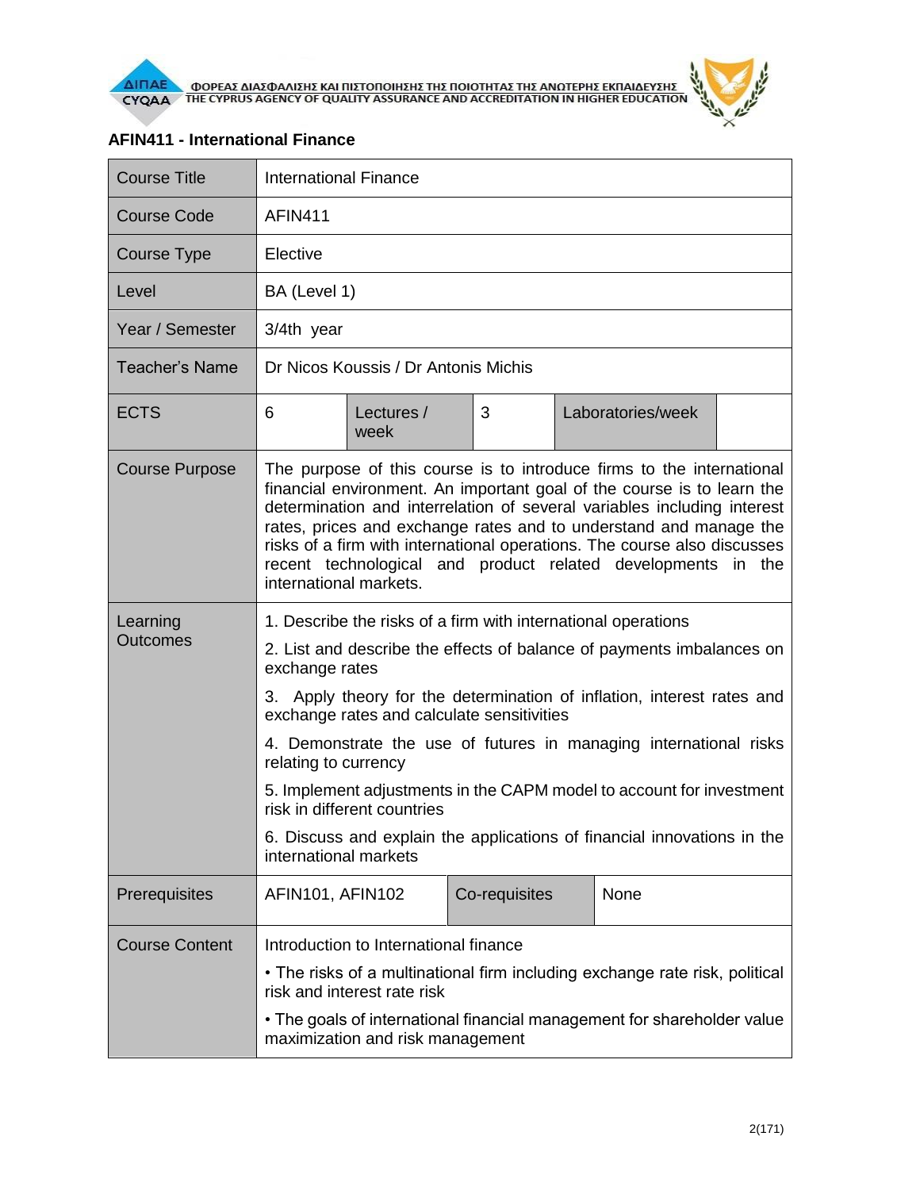## AFIN411 - International Finance

| | | | | | |
|---|---|---|---|---|---|
| Course Title | International Finance | | | | |
| Course Code | AFIN411 | | | | |
| Course Type | Elective | | | | |
| Level | BA (Level 1) | | | | |
| Year / Semester | 3/4th year | | | | |
| Teacher's Name | Dr Nicos Koussis / Dr Antonis Michis | | | | |
| ECTS | 6 | Lectures / week | 3 | Laboratories/week | |
| Course Purpose | The purpose of this course is to introduce firms to the international financial environment. An important goal of the course is to learn the determination and interrelation of several variables including interest rates, prices and exchange rates and to understand and manage the risks of a firm with international operations. The course also discusses recent technological and product related developments in the international markets. | | | | |
| Learning Outcomes | 1. Describe the risks of a firm with international operations<br>2. List and describe the effects of balance of payments imbalances on exchange rates<br>3. Apply theory for the determination of inflation, interest rates and exchange rates and calculate sensitivities<br>4. Demonstrate the use of futures in managing international risks relating to currency<br>5. Implement adjustments in the CAPM model to account for investment risk in different countries<br>6. Discuss and explain the applications of financial innovations in the international markets | | | | |
| Prerequisites | AFIN101, AFIN102 | Co-requisites | None | | |
| Course Content | Introduction to International finance<br>• The risks of a multinational firm including exchange rate risk, political risk and interest rate risk<br>• The goals of international financial management for shareholder value maximization and risk management | | | | |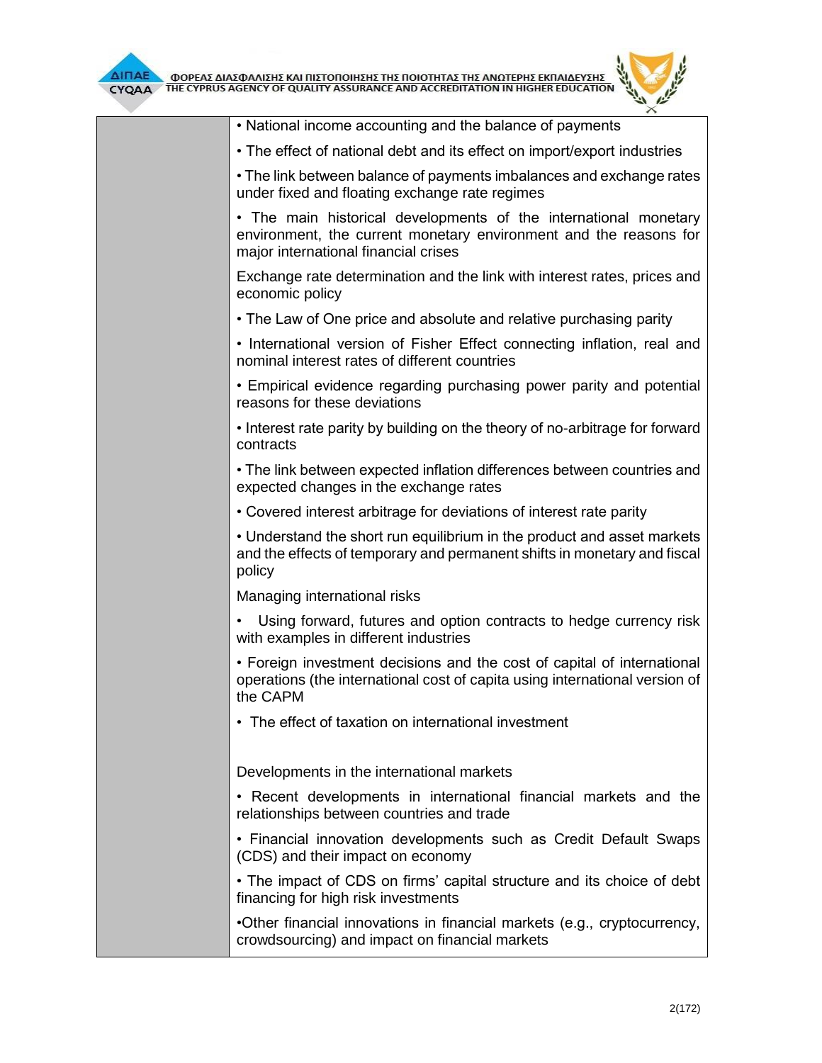| | |
|---|---|
| | • National income accounting and the balance of payments<br>• The effect of national debt and its effect on import/export industries<br>• The link between balance of payments imbalances and exchange rates under fixed and floating exchange rate regimes<br>• The main historical developments of the international monetary environment, the current monetary environment and the reasons for major international financial crises<br>Exchange rate determination and the link with interest rates, prices and economic policy<br>• The Law of One price and absolute and relative purchasing parity<br>• International version of Fisher Effect connecting inflation, real and nominal interest rates of different countries<br>• Empirical evidence regarding purchasing power parity and potential reasons for these deviations<br>• Interest rate parity by building on the theory of no-arbitrage for forward contracts<br>• The link between expected inflation differences between countries and expected changes in the exchange rates<br>• Covered interest arbitrage for deviations of interest rate parity<br>• Understand the short run equilibrium in the product and asset markets and the effects of temporary and permanent shifts in monetary and fiscal policy<br>Managing international risks<br>• Using forward, futures and option contracts to hedge currency risk with examples in different industries<br>• Foreign investment decisions and the cost of capital of international operations (the international cost of capita using international version of the CAPM<br>• The effect of taxation on international investment<br><br>Developments in the international markets<br>• Recent developments in international financial markets and the relationships between countries and trade<br>• Financial innovation developments such as Credit Default Swaps (CDS) and their impact on economy<br>• The impact of CDS on firms' capital structure and its choice of debt financing for high risk investments<br>•Other financial innovations in financial markets (e.g., cryptocurrency, crowdsourcing) and impact on financial markets |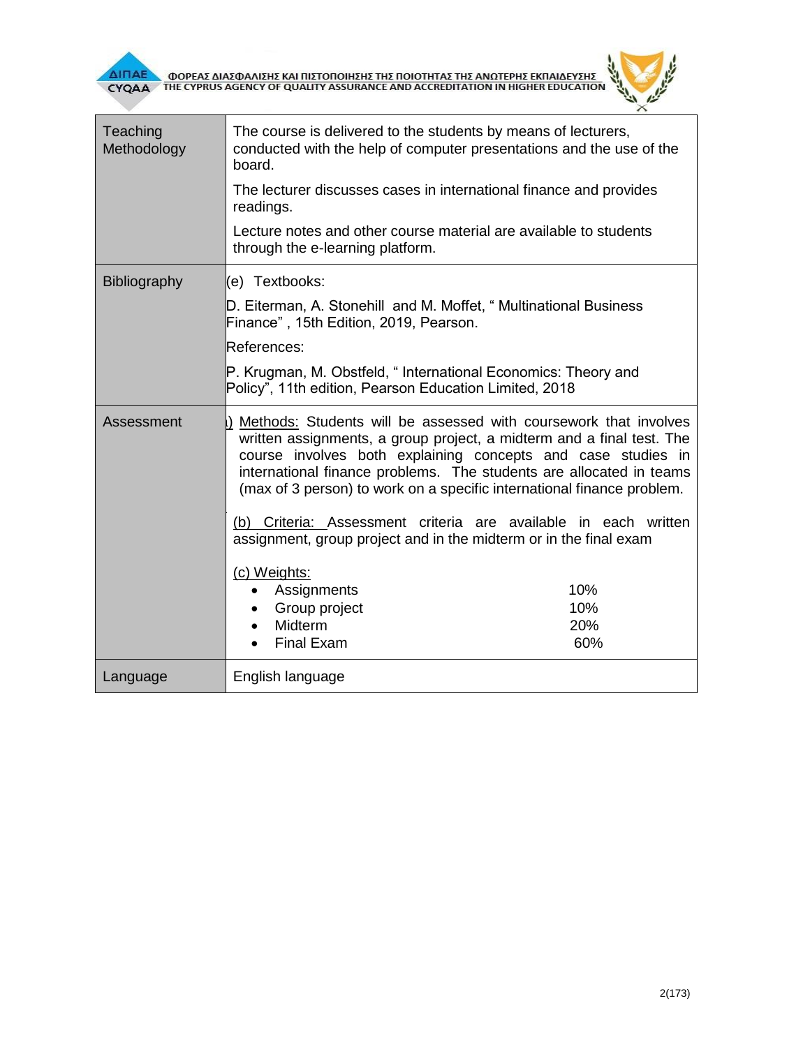| | |
|---|---|
| Teaching Methodology | The course is delivered to the students by means of lecturers, conducted with the help of computer presentations and the use of the board.<br><br>The lecturer discusses cases in international finance and provides readings.<br><br>Lecture notes and other course material are available to students through the e-learning platform. |
| Bibliography | (e) Textbooks:<br><br>D. Eiterman, A. Stonehill and M. Moffet, " Multinational Business Finance" , 15th Edition, 2019, Pearson.<br><br>References:<br><br>P. Krugman, M. Obstfeld, " International Economics: Theory and Policy", 11th edition, Pearson Education Limited, 2018 |
| Assessment | ) Methods: Students will be assessed with coursework that involves written assignments, a group project, a midterm and a final test. The course involves both explaining concepts and case studies in international finance problems. The students are allocated in teams (max of 3 person) to work on a specific international finance problem.<br><br>(b) Criteria: Assessment criteria are available in each written assignment, group project and in the midterm or in the final exam<br><br>(c) Weights:<br>• Assignments 10%<br>• Group project 10%<br>• Midterm 20%<br>• Final Exam 60% |
| Language | English language |